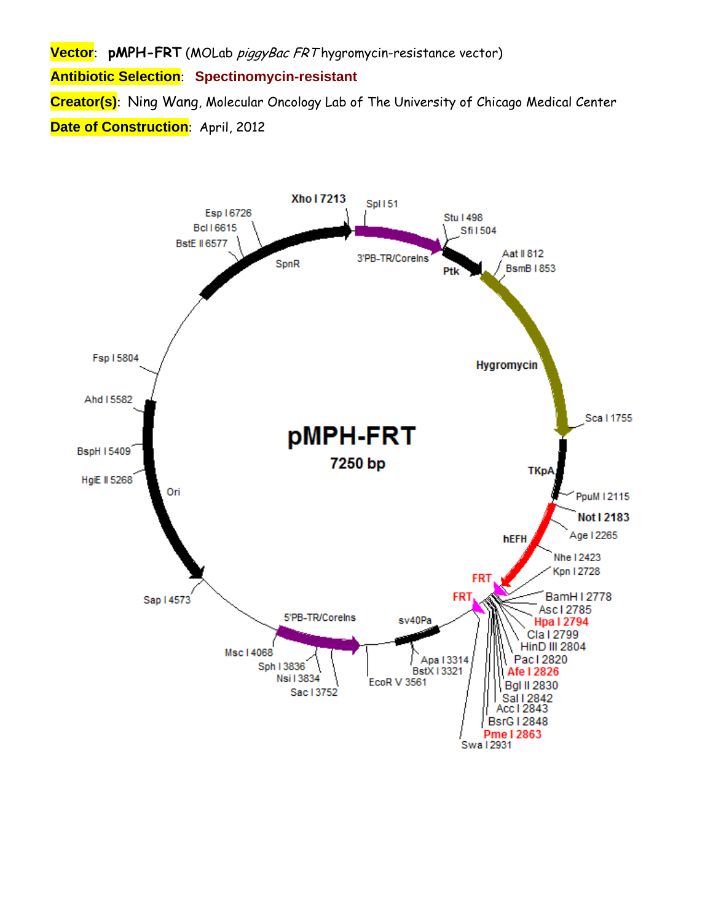**Vector**: **pMPH-FRT** (MOLab *piggyBac FRT* hygromycin-resistance vector)

**Antibiotic Selection**: **Spectinomycin-resistant**

**Creator(s)**: Ning Wang, Molecular Oncology Lab of The University of Chicago Medical Center

**Date of Construction**: April, 2012

**pMPH-FRT**
**7250 bp**

Xho I 7213
Spl I 51
Stu I 498
Sfi I 504
Aat II 812
BsmB I 853
Sca I 1755
PpuM I 2115
Not I 2183
Age I 2265
Nhe I 2423
Kpn I 2728
BamH I 2778
Asc I 2785
Hpa I 2794
Cla I 2799
HinD III 2804
Pac I 2820
Afe I 2826
Bgl II 2830
Sal I 2842
Acc I 2843
BsrG I 2848
Pme I 2863
Swa I 2931
Apa I 3314
BstX I 3321
EcoR V 3561
Sac I 3752
Nsi I 3834
Sph I 3836
Msc I 4068
Sap I 4573
HgiE II 5268
BspH I 5409
Ahd I 5582
Fsp I 5804
BstE II 6577
Bcl I 6615
Esp I 6726

3'PB-TR/CoreIns
Ptk
Hygromycin
TKpA
hEFH
FRT
FRT
sv40Pa
5'PB-TR/CoreIns
Ori
SpnR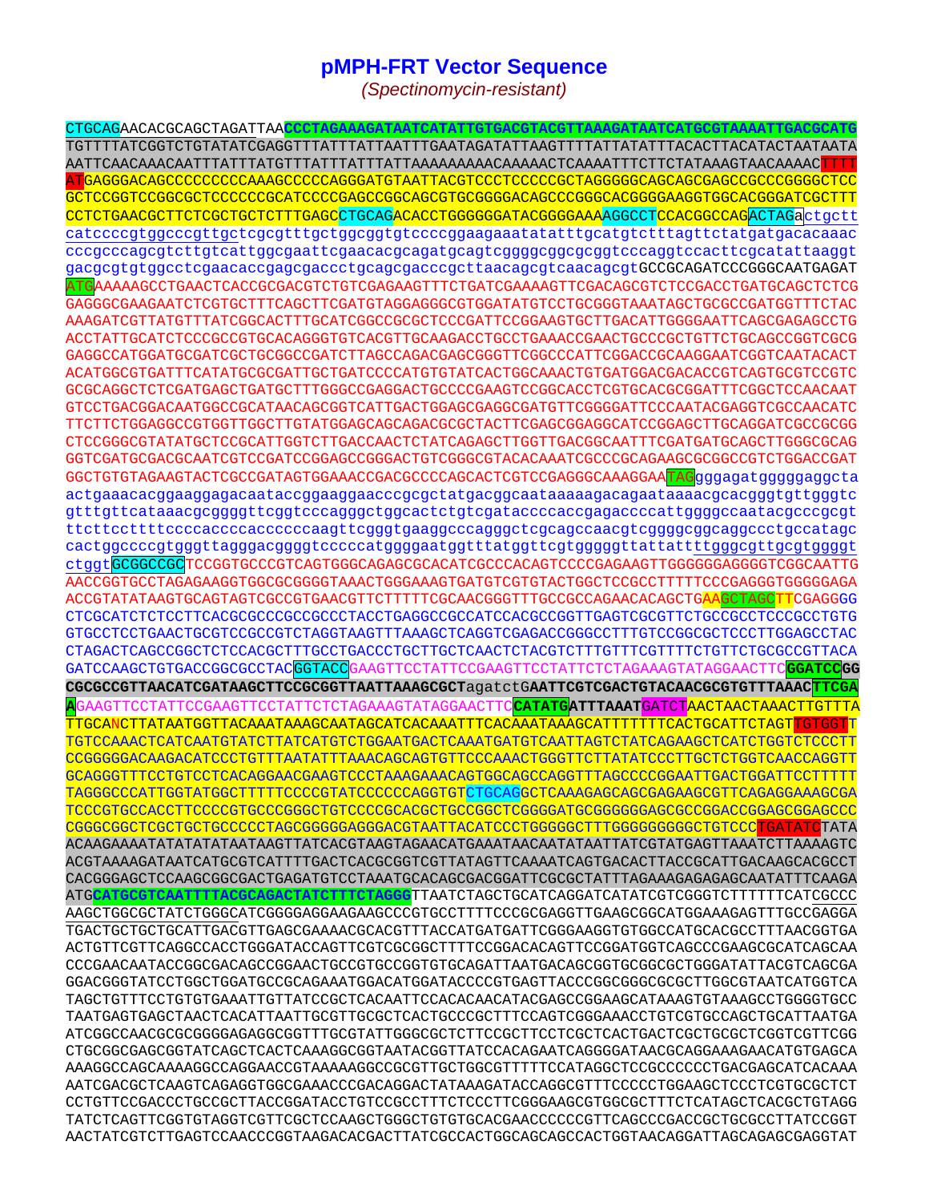# pMPH-FRT Vector Sequence

*(Spectinomycin-resistant)*

```
CTGCAGAACACGCAGCTAGATTAACCCTAGAAAGATAATCATATTGTGACGTACGTTAAAGATAATCATGCGTAAAATTGACGCATG
TGTTTTATCGGTCTGTATATCGAGGTTTATTTATTAATTTGAATAGATATTAAGTTTTATTATATTTACACTTACATACTAATAATA
AATTCAACAAACAATTTATTTATGTTTATTTATTTATTAAAAAAAAACAAAAACTCAAAATTTCTTCTATAAAGTAACAAAACTTTT
ATGAGGGACAGCCCCCCCCCAAAGCCCCCAGGGATGTAATTACGTCCCTCCCCCGCTAGGGGGCAGCAGCGAGCCGCCCGGGGCTCC
GCTCCGGTCCGGCGCTCCCCCCGCATCCCCGAGCCGGCAGCGTGCGGGGACAGCCCGGGCACGGGGAAGGTGGCACGGGATCGCTTT
CCTCTGAACGCTTCTCGCTGCTCTTTGAGCCTGCAGACACCTGGGGGGATACGGGGAAAAGGCCTCCACGGCCAGACTAGActgctt
catccccgtggcccgttgctcgcgtttgctggcggtgtccccggaagaaatatatttgcatgtctttagttctatgatgacacaaac
cccgcccagcgtcttgtcattggcgaattcgaacacgcagatgcagtcggggcggcgcggtcccaggtccacttcgcatattaaggt
gacgcgtgtggcctcgaacaccgagcgaccctgcagcgacccgcttaacagcgtcaacagcgtGCCGCAGATCCCGGGCAATGAGAT
ATGAAAAAGCCTGAACTCACCGCGACGTCTGTCGAGAAGTTTCTGATCGAAAAGTTCGACAGCGTCTCCGACCTGATGCAGCTCTCG
GAGGGCGAAGAATCTCGTGCTTTCAGCTTCGATGTAGGAGGGCGTGGATATGTCCTGCGGGTAAATAGCTGCGCCGATGGTTTCTAC
AAAGATCGTTATGTTTATCGGCACTTTGCATCGGCCGCGCTCCCGATTCCGGAAGTGCTTGACATTGGGGAATTCAGCGAGAGCCTG
ACCTATTGCATCTCCCGCCGTGCACAGGGTGTCACGTTGCAAGACCTGCCTGAAACCGAACTGCCCGCTGTTCTGCAGCCGGTCGCG
GAGGCCATGGATGCGATCGCTGCGGCCGATCTTAGCCAGACGAGCGGGTTCGGCCCATTCGGACCGCAAGGAATCGGTCAATACACT
ACATGGCGTGATTTCATATGCGCGATTGCTGATCCCCATGTGTATCACTGGCAAACTGTGATGGACGACACCGTCAGTGCGTCCGTC
GCGCAGGCTCTCGATGAGCTGATGCTTTGGGCCGAGGACTGCCCCGAAGTCCGGCACCTCGTGCACGCGGATTTCGGCTCCAACAAT
GTCCTGACGGACAATGGCCGCATAACAGCGGTCATTGACTGGAGCGAGGCGATGTTCGGGGATTCCCAATACGAGGTCGCCAACATC
TTCTTCTGGAGGCCGTGGTTGGCTTGTATGGAGCAGCAGACGCGCTACTTCGAGCGGAGGCATCCGGAGCTTGCAGGATCGCCGCGG
CTCCGGGCGTATATGCTCCGCATTGGTCTTGACCAACTCTATCAGAGCTTGGTTGACGGCAATTTCGATGATGCAGCTTGGGCGCAG
GGTCGATGCGACGCAATCGTCCGATCCGGAGCCGGGACTGTCGGGCGTACACAAATCGCCCGCAGAAGCGCGGCCGTCTGGACCGAT
GGCTGTGTAGAAGTACTCGCCGATAGTGGAAACCGACGCCCCAGCACTCGTCCGAGGGCAAAGGAATAGgggagatgggggaggcta
actgaaacacggaaggagacaataccggaaggaacccgcgctatgacggcaataaaaagacagaataaaacgcacgggtgttgggtc
gtttgttcataaacgcggggttcggtcccagggctggcactctgtcgataccccaccgagaccccattggggccaatacgcccgcgt
ttcttccttttccccaccccaccccccaagttcgggtgaaggcccagggctcgcagccaacgtcggggcggcaggccctgccatagc
cactggccccgtgggttagggacggggtcccccatggggaatggtttatggttcgtgggggttattattttgggcgttgcgtggggt
ctggtGCGGCCGCTCCGGTGCCCGTCAGTGGGCAGAGCGCACATCGCCCACAGTCCCCGAGAAGTTGGGGGGAGGGGTCGGCAATTG
AACCGGTGCCTAGAGAAGGTGGCGCGGGGTAAACTGGGAAAGTGATGTCGTGTACTGGCTCCGCCTTTTTCCCGAGGGTGGGGGAGA
ACCGTATATAAGTGCAGTAGTCGCCGTGAACGTTCTTTTTCGCAACGGGTTTGCCGCCAGAACACAGCTGAAGCTAGCTTCGAGGGG
CTCGCATCTCTCCTTCACGCGCCCGCCGCCCTACCTGAGGCCGCCATCCACGCCGGTTGAGTCGCGTTCTGCCGCCTCCCGCCTGTG
GTGCCTCCTGAACTGCGTCCGCCGTCTAGGTAAGTTTAAAGCTCAGGTCGAGACCGGGCCTTTGTCCGGCGCTCCCTTGGAGCCTAC
CTAGACTCAGCCGGCTCTCCACGCTTTGCCTGACCCTGCTTGCTCAACTCTACGTCTTTGTTTCGTTTTCTGTTCTGCGCCGTTACA
GATCCAAGCTGTGACCGGCGCCTACGGTACCGAAGTTCCTATTCCGAAGTTCCTATTCTCTAGAAAGTATAGGAACTTCGGATCCGG
CGCGCCGTTAACATCGATAAGCTTCCGCGGTTAATTAAAGCGCTagatctGAATTCGTCGACTGTACAACGCGTGTTTAAACTTCGA
AGAAGTTCCTATTCCGAAGTTCCTATTCTCTAGAAAGTATAGGAACTTCCATATGATTTAAATGATCTAACTAACTAAACTTGTTTA
TTGCANCTTATAATGGTTACAAATAAAGCAATAGCATCACAAATTTCACAAATAAAGCATTTTTTTCACTGCATTCTAGTTGTGGTT
TGTCCAAACTCATCAATGTATCTTATCATGTCTGGAATGACTCAAATGATGTCAATTAGTCTATCAGAAGCTCATCTGGTCTCCCTT
CCGGGGGACAAGACATCCCTGTTTAATATTTAAACAGCAGTGTTCCCAAACTGGGTTCTTATATCCCTTGCTCTGGTCAACCAGGTT
GCAGGGTTTCCTGTCCTCACAGGAACGAAGTCCCTAAAGAAACAGTGGCAGCCAGGTTTAGCCCCGGAATTGACTGGATTCCTTTTT
TAGGGCCCATTGGTATGGCTTTTTCCCCGTATCCCCCCAGGTGTCTGCAGGCTCAAAGAGCAGCGAGAAGCGTTCAGAGGAAAGCGA
TCCCGTGCCACCTTCCCCGTGCCCGGGCTGTCCCCGCACGCTGCCGGCTCGGGGATGCGGGGGGAGCGCCGGACCGGAGCGGAGCCC
CGGGCGGCTCGCTGCTGCCCCCTAGCGGGGGAGGGACGTAATTACATCCCTGGGGGCTTTGGGGGGGGGCTGTCCCTGATATCTATA
ACAAGAAAATATATATATAATAAGTTATCACGTAAGTAGAACATGAAATAACAATATAATTATCGTATGAGTTAAATCTTAAAAGTC
ACGTAAAAGATAATCATGCGTCATTTTGACTCACGCGGTCGTTATAGTTCAAAATCAGTGACACTTACCGCATTGACAAGCACGCCT
CACGGGAGCTCCAAGCGGCGACTGAGATGTCCTAAATGCACAGCGACGGATTCGCGCTATTTAGAAAGAGAGAGCAATATTTCAAGA
ATGCATGCGTCAATTTTACGCAGACTATCTTTCTAGGGTTAATCTAGCTGCATCAGGATCATATCGTCGGGTCTTTTTTCATCGCCC
AAGCTGGCGCTATCTGGGCATCGGGGAGGAAGAAGCCCGTGCCTTTTCCCGCGAGGTTGAAGCGGCATGGAAAGAGTTTGCCGAGGA
TGACTGCTGCTGCATTGACGTTGAGCGAAAACGCACGTTTACCATGATGATTCGGGAAGGTGTGGCCATGCACGCCTTTAACGGTGA
ACTGTTCGTTCAGGCCACCTGGGATACCAGTTCGTCGCGGCTTTTCCGGACACAGTTCCGGATGGTCAGCCCGAAGCGCATCAGCAA
CCCGAACAATACCGGCGACAGCCGGAACTGCCGTGCCGGTGTGCAGATTAATGACAGCGGTGCGGCGCTGGGATATTACGTCAGCGA
GGACGGGTATCCTGGCTGGATGCCGCAGAAATGGACATGGATACCCCGTGAGTTACCCGGCGGGCGCGCTTGGCGTAATCATGGTCA
TAGCTGTTTCCTGTGTGAAATTGTTATCCGCTCACAATTCCACACAACATACGAGCCGGAAGCATAAAGTGTAAAGCCTGGGGTGCC
TAATGAGTGAGCTAACTCACATTAATTGCGTTGCGCTCACTGCCCGCTTTCCAGTCGGGAAACCTGTCGTGCCAGCTGCATTAATGA
ATCGGCCAACGCGCGGGGAGAGGCGGTTTGCGTATTGGGCGCTCTTCCGCTTCCTCGCTCACTGACTCGCTGCGCTCGGTCGTTCGG
CTGCGGCGAGCGGTATCAGCTCACTCAAAGGCGGTAATACGGTTATCCACAGAATCAGGGGATAACGCAGGAAAGAACATGTGAGCA
AAAGGCCAGCAAAAGGCCAGGAACCGTAAAAAGGCCGCGTTGCTGGCGTTTTTCCATAGGCTCCGCCCCCCTGACGAGCATCACAAA
AATCGACGCTCAAGTCAGAGGTGGCGAAACCCGACAGGACTATAAAGATACCAGGCGTTTCCCCCTGGAAGCTCCCTCGTGCGCTCT
CCTGTTCCGACCCTGCCGCTTACCGGATACCTGTCCGCCTTTCTCCCTTCGGGAAGCGTGGCGCTTTCTCATAGCTCACGCTGTAGG
TATCTCAGTTCGGTGTAGGTCGTTCGCTCCAAGCTGGGCTGTGTGCACGAACCCCCCGTTCAGCCCGACCGCTGCGCCTTATCCGGT
AACTATCGTCTTGAGTCCAACCCGGTAAGACACGACTTATCGCCACTGGCAGCAGCCACTGGTAACAGGATTAGCAGAGCGAGGTAT
```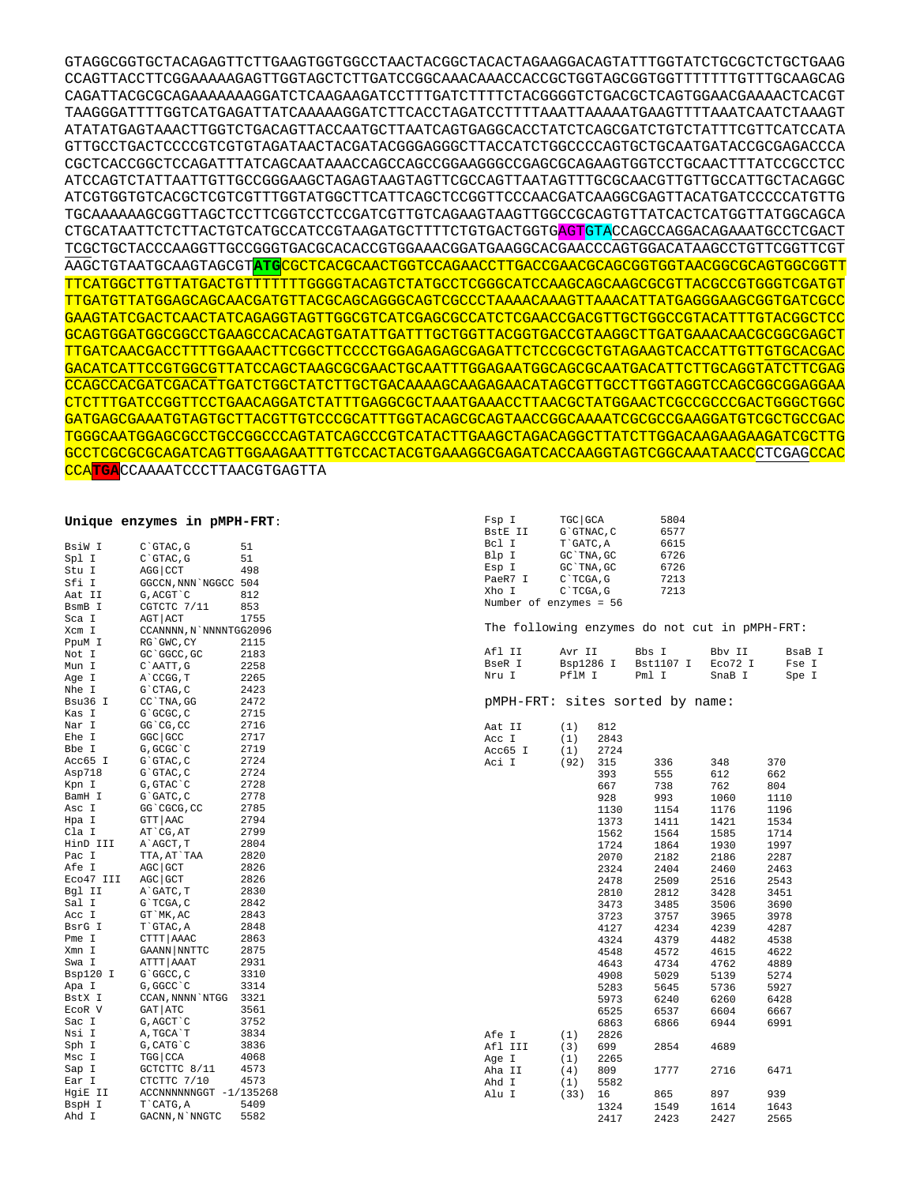```
GTAGGCGGTGCTACAGAGTTCTTGAAGTGGTGGCCTAACTACGGCTACACTAGAAGGACAGTATTTGGTATCTGCGCTCTGCTGAAG
CCAGTTACCTTCGGAAAAAGAGTTGGTAGCTCTTGATCCGGCAAACAAACCACCGCTGGTAGCGGTGGTTTTTTTGTTTGCAAGCAG
CAGATTACGCGCAGAAAAAAAGGATCTCAAGAAGATCCTTTGATCTTTTCTACGGGGTCTGACGCTCAGTGGAACGAAAACTCACGT
TAAGGGATTTTGGTCATGAGATTATCAAAAAGGATCTTCACCTAGATCCTTTTAAATTAAAAATGAAGTTTTAAATCAATCTAAAGT
ATATATGAGTAAACTTGGTCTGACAGTTACCAATGCTTAATCAGTGAGGCACCTATCTCAGCGATCTGTCTATTTCGTTCATCCATA
GTTGCCTGACTCCCCGTCGTGTAGATAACTACGATACGGGAGGGCTTACCATCTGGCCCCAGTGCTGCAATGATACCGCGAGACCCA
CGCTCACCGGCTCCAGATTTATCAGCAATAAACCAGCCAGCCGGAAGGGCCGAGCGCAGAAGTGGTCCTGCAACTTTATCCGCCTCC
ATCCAGTCTATTAATTGTTGCCGGGAAGCTAGAGTAAGTAGTTCGCCAGTTAATAGTTTGCGCAACGTTGTTGCCATTGCTACAGGC
ATCGTGGTGTCACGCTCGTCGTTTGGTATGGCTTCATTCAGCTCCGGTTCCCAACGATCAAGGCGAGTTACATGATCCCCCATGTTG
TGCAAAAAAGCGGTTAGCTCCTTCGGTCCTCCGATCGTTGTCAGAAGTAAGTTGGCCGCAGTGTTATCACTCATGGTTATGGCAGCA
CTGCATAATTCTCTTACTGTCATGCCATCCGTAAGATGCTTTTCTGTGACTGGTGAGTGTACCAGCCAGGACAGAAATGCCTCGACT
TCGCTGCTACCCAAGGTTGCCGGGTGACGCACACCGTGGAAACGGATGAAGGCACGAACCCAGTGGACATAAGCCTGTTCGGTTCGT
AAGCTGTAATGCAAGTAGCGTATGCGCTCACGCAACTGGTCCAGAACCTTGACCGAACGCAGCGGTGGTAACGGCGCAGTGGCGGTT
TTCATGGCTTGTTATGACTGTTTTTTTGGGGTACAGTCTATGCCTCGGGCATCCAAGCAGCAAGCGCGTTACGCCGTGGGTCGATGT
TTGATGTTATGGAGCAGCAACGATGTTACGCAGCAGGGCAGTCGCCCTAAAACAAAGTTAAACATTATGAGGGAAGCGGTGATCGCC
GAAGTATCGACTCAACTATCAGAGGTAGTTGGCGTCATCGAGCGCCATCTCGAACCGACGTTGCTGGCCGTACATTTGTACGGCTCC
GCAGTGGATGGCGGCCTGAAGCCACACAGTGATATTGATTTGCTGGTTACGGTGACCGTAAGGCTTGATGAAACAACGCGGCGAGCT
TTGATCAACGACCTTTTGGAAACTTCGGCTTCCCCTGGAGAGAGCGAGATTCTCCGCGCTGTAGAAGTCACCATTGTTGTGCACGAC
GACATCATTCCGTGGCGTTATCCAGCTAAGCGCGAACTGCAATTTGGAGAATGGCAGCGCAATGACATTCTTGCAGGTATCTTCGAG
CCAGCCACGATCGACATTGATCTGGCTATCTTGCTGACAAAAGCAAGAGAACATAGCGTTGCCTTGGTAGGTCCAGCGGCGGAGGAA
CTCTTTGATCCGGTTCCTGAACAGGATCTATTTGAGGCGCTAAATGAAACCTTAACGCTATGGAACTCGCCGCCCGACTGGGCTGGC
GATGAGCGAAATGTAGTGCTTACGTTGTCCCGCATTTGGTACAGCGCAGTAACCGGCAAAATCGCGCCGAAGGATGTCGCTGCCGAC
TGGGCAATGGAGCGCCTGCCGGCCCAGTATCAGCCCGTCATACTTGAAGCTAGACAGGCTTATCTTGGACAAGAAGAAGATCGCTTG
GCCTCGCGCGCAGATCAGTTGGAAGAATTTGTCCACTACGTGAAAGGCGAGATCACCAAGGTAGTCGGCAAATAACCCTCGAGCCAC
CCATGACCAAAATCCCTTAACGTGAGTTA
```

**Unique enzymes in pMPH-FRT**:

| Enzyme | Site | Position |
|---|---|---|
| BsiW I | C`GTAC,G | 51 |
| Spl I | C`GTAC,G | 51 |
| Stu I | AGG\|CCT | 498 |
| Sfi I | GGCCN,NNN`NGGCC | 504 |
| Aat II | G,ACGT`C | 812 |
| BsmB I | CGTCTC 7/11 | 853 |
| Sca I | AGT\|ACT | 1755 |
| Xcm I | CCANNNN,N`NNNNTGG | 2096 |
| PpuM I | RG`GWC,CY | 2115 |
| Not I | GC`GGCC,GC | 2183 |
| Mun I | C`AATT,G | 2258 |
| Age I | A`CCGG,T | 2265 |
| Nhe I | G`CTAG,C | 2423 |
| Bsu36 I | CC`TNA,GG | 2472 |
| Kas I | G`GCGC,C | 2715 |
| Nar I | GG`CG,CC | 2716 |
| Ehe I | GGC\|GCC | 2717 |
| Bbe I | G,GCGC`C | 2719 |
| Acc65 I | G`GTAC,C | 2724 |
| Asp718 | G`GTAC,C | 2724 |
| Kpn I | G,GTAC`C | 2728 |
| BamH I | G`GATC,C | 2778 |
| Asc I | GG`CGCG,CC | 2785 |
| Hpa I | GTT\|AAC | 2794 |
| Cla I | AT`CG,AT | 2799 |
| HinD III | A`AGCT,T | 2804 |
| Pac I | TTA,AT`TAA | 2820 |
| Afe I | AGC\|GCT | 2826 |
| Eco47 III | AGC\|GCT | 2826 |
| Bgl II | A`GATC,T | 2830 |
| Sal I | G`TCGA,C | 2842 |
| Acc I | GT`MK,AC | 2843 |
| BsrG I | T`GTAC,A | 2848 |
| Pme I | CTTT\|AAAC | 2863 |
| Xmn I | GAANN\|NNTTC | 2875 |
| Swa I | ATTT\|AAAT | 2931 |
| Bsp120 I | G`GGCC,C | 3310 |
| Apa I | G,GGCC`C | 3314 |
| BstX I | CCAN,NNNN`NTGG | 3321 |
| EcoR V | GAT\|ATC | 3561 |
| Sac I | G,AGCT`C | 3752 |
| Nsi I | A,TGCA`T | 3834 |
| Sph I | G,CATG`C | 3836 |
| Msc I | TGG\|CCA | 4068 |
| Sap I | GCTCTTC 8/11 | 4573 |
| Ear I | CTCTTC 7/10 | 4573 |
| HgiE II | ACCNNNNNNGGT -1/13 | 5268 |
| BspH I | T`CATG,A | 5409 |
| Ahd I | GACNN,N`NNGTC | 5582 |
| Fsp I | TGC\|GCA | 5804 |
| BstE II | G`GTNAC,C | 6577 |
| Bcl I | T`GATC,A | 6615 |
| Blp I | GC`TNA,GC | 6726 |
| Esp I | GC`TNA,GC | 6726 |
| PaeR7 I | C`TCGA,G | 7213 |
| Xho I | C`TCGA,G | 7213 |

Number of enzymes = 56

The following enzymes do not cut in pMPH-FRT:

| | | | | |
|---|---|---|---|---|
| Afl II | Avr II | Bbs I | Bbv II | BsaB I |
| BseR I | Bsp1286 I | Bst1107 I | Eco72 I | Fse I |
| Nru I | PflM I | Pml I | SnaB I | Spe I |

pMPH-FRT: sites sorted by name:

| Enzyme | No. | Positions | | | |
|---|---|---|---|---|---|
| Aat II | (1) | 812 | | | |
| Acc I | (1) | 2843 | | | |
| Acc65 I | (1) | 2724 | | | |
| Aci I | (92) | 315 | 336 | 348 | 370 |
| | | 393 | 555 | 612 | 662 |
| | | 667 | 738 | 762 | 804 |
| | | 928 | 993 | 1060 | 1110 |
| | | 1130 | 1154 | 1176 | 1196 |
| | | 1373 | 1411 | 1421 | 1534 |
| | | 1562 | 1564 | 1585 | 1714 |
| | | 1724 | 1864 | 1930 | 1997 |
| | | 2070 | 2182 | 2186 | 2287 |
| | | 2324 | 2404 | 2460 | 2463 |
| | | 2478 | 2509 | 2516 | 2543 |
| | | 2810 | 2812 | 3428 | 3451 |
| | | 3473 | 3485 | 3506 | 3690 |
| | | 3723 | 3757 | 3965 | 3978 |
| | | 4127 | 4234 | 4239 | 4287 |
| | | 4324 | 4379 | 4482 | 4538 |
| | | 4548 | 4572 | 4615 | 4622 |
| | | 4643 | 4734 | 4762 | 4889 |
| | | 4908 | 5029 | 5139 | 5274 |
| | | 5283 | 5645 | 5736 | 5927 |
| | | 5973 | 6240 | 6260 | 6428 |
| | | 6525 | 6537 | 6604 | 6667 |
| | | 6863 | 6866 | 6944 | 6991 |
| Afe I | (1) | 2826 | | | |
| Afl III | (3) | 699 | 2854 | 4689 | |
| Age I | (1) | 2265 | | | |
| Aha II | (4) | 809 | 1777 | 2716 | 6471 |
| Ahd I | (1) | 5582 | | | |
| Alu I | (33) | 16 | 865 | 897 | 939 |
| | | 1324 | 1549 | 1614 | 1643 |
| | | 2417 | 2423 | 2427 | 2565 |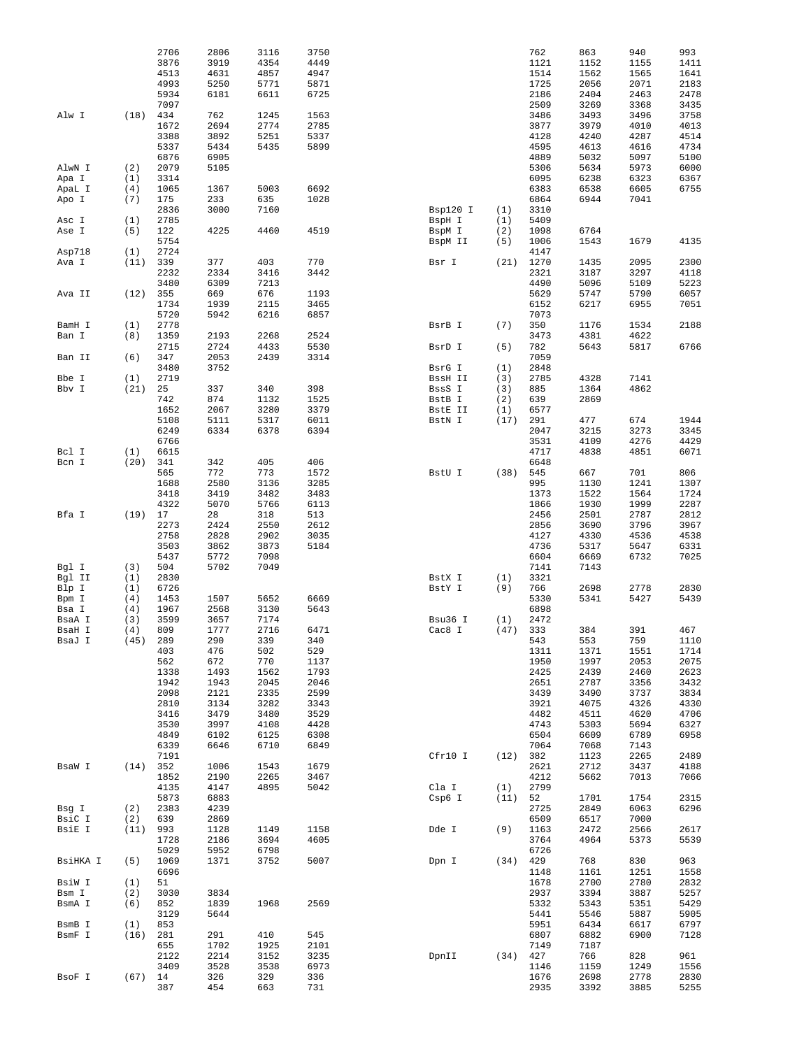| Enzyme | Count | Positions | | | |
|---|---|---|---|---|---|
| | | 2706 | 2806 | 3116 | 3750 |
| | | 3876 | 3919 | 4354 | 4449 |
| | | 4513 | 4631 | 4857 | 4947 |
| | | 4993 | 5250 | 5771 | 5871 |
| | | 5934 | 6181 | 6611 | 6725 |
| | | 7097 | | | |
| Alw I | (18) | 434 | 762 | 1245 | 1563 |
| | | 1672 | 2694 | 2774 | 2785 |
| | | 3388 | 3892 | 5251 | 5337 |
| | | 5337 | 5434 | 5435 | 5899 |
| | | 6876 | 6905 | | |
| AlwN I | (2) | 2079 | 5105 | | |
| Apa I | (1) | 3314 | | | |
| ApaL I | (4) | 1065 | 1367 | 5003 | 6692 |
| Apo I | (7) | 175 | 233 | 635 | 1028 |
| | | 2836 | 3000 | 7160 | |
| Asc I | (1) | 2785 | | | |
| Ase I | (5) | 122 | 4225 | 4460 | 4519 |
| | | 5754 | | | |
| Asp718 | (1) | 2724 | | | |
| Ava I | (11) | 339 | 377 | 403 | 770 |
| | | 2232 | 2334 | 3416 | 3442 |
| | | 3480 | 6309 | 7213 | |
| Ava II | (12) | 355 | 669 | 676 | 1193 |
| | | 1734 | 1939 | 2115 | 3465 |
| | | 5720 | 5942 | 6216 | 6857 |
| BamH I | (1) | 2778 | | | |
| Ban I | (8) | 1359 | 2193 | 2268 | 2524 |
| | | 2715 | 2724 | 4433 | 5530 |
| Ban II | (6) | 347 | 2053 | 2439 | 3314 |
| | | 3480 | 3752 | | |
| Bbe I | (1) | 2719 | | | |
| Bbv I | (21) | 25 | 337 | 340 | 398 |
| | | 742 | 874 | 1132 | 1525 |
| | | 1652 | 2067 | 3280 | 3379 |
| | | 5108 | 5111 | 5317 | 6011 |
| | | 6249 | 6334 | 6378 | 6394 |
| | | 6766 | | | |
| Bcl I | (1) | 6615 | | | |
| Bcn I | (20) | 341 | 342 | 405 | 406 |
| | | 565 | 772 | 773 | 1572 |
| | | 1688 | 2580 | 3136 | 3285 |
| | | 3418 | 3419 | 3482 | 3483 |
| | | 4322 | 5070 | 5766 | 6113 |
| Bfa I | (19) | 17 | 28 | 318 | 513 |
| | | 2273 | 2424 | 2550 | 2612 |
| | | 2758 | 2828 | 2902 | 3035 |
| | | 3503 | 3862 | 3873 | 5184 |
| | | 5437 | 5772 | 7098 | |
| Bgl I | (3) | 504 | 5702 | 7049 | |
| Bgl II | (1) | 2830 | | | |
| Blp I | (1) | 6726 | | | |
| Bpm I | (4) | 1453 | 1507 | 5652 | 6669 |
| Bsa I | (4) | 1967 | 2568 | 3130 | 5643 |
| BsaA I | (3) | 3599 | 3657 | 7174 | |
| BsaH I | (4) | 809 | 1777 | 2716 | 6471 |
| BsaJ I | (45) | 289 | 290 | 339 | 340 |
| | | 403 | 476 | 502 | 529 |
| | | 562 | 672 | 770 | 1137 |
| | | 1338 | 1493 | 1562 | 1793 |
| | | 1942 | 1943 | 2045 | 2046 |
| | | 2098 | 2121 | 2335 | 2599 |
| | | 2810 | 3134 | 3282 | 3343 |
| | | 3416 | 3479 | 3480 | 3529 |
| | | 3530 | 3997 | 4108 | 4428 |
| | | 4849 | 6102 | 6125 | 6308 |
| | | 6339 | 6646 | 6710 | 6849 |
| | | 7191 | | | |
| BsaW I | (14) | 352 | 1006 | 1543 | 1679 |
| | | 1852 | 2190 | 2265 | 3467 |
| | | 4135 | 4147 | 4895 | 5042 |
| | | 5873 | 6883 | | |
| Bsg I | (2) | 2383 | 4239 | | |
| BsiC I | (2) | 639 | 2869 | | |
| BsiE I | (11) | 993 | 1128 | 1149 | 1158 |
| | | 1728 | 2186 | 3694 | 4605 |
| | | 5029 | 5952 | 6798 | |
| BsiHKA I | (5) | 1069 | 1371 | 3752 | 5007 |
| | | 6696 | | | |
| BsiW I | (1) | 51 | | | |
| Bsm I | (2) | 3030 | 3834 | | |
| BsmA I | (6) | 852 | 1839 | 1968 | 2569 |
| | | 3129 | 5644 | | |
| BsmB I | (1) | 853 | | | |
| BsmF I | (16) | 281 | 291 | 410 | 545 |
| | | 655 | 1702 | 1925 | 2101 |
| | | 2122 | 2214 | 3152 | 3235 |
| | | 3409 | 3528 | 3538 | 6973 |
| BsoF I | (67) | 14 | 326 | 329 | 336 |
| | | 387 | 454 | 663 | 731 |

| Enzyme | Count | Positions | | | |
|---|---|---|---|---|---|
| | | 762 | 863 | 940 | 993 |
| | | 1121 | 1152 | 1155 | 1411 |
| | | 1514 | 1562 | 1565 | 1641 |
| | | 1725 | 2056 | 2071 | 2183 |
| | | 2186 | 2404 | 2463 | 2478 |
| | | 2509 | 3269 | 3368 | 3435 |
| | | 3486 | 3493 | 3496 | 3758 |
| | | 3877 | 3979 | 4010 | 4013 |
| | | 4128 | 4240 | 4287 | 4514 |
| | | 4595 | 4613 | 4616 | 4734 |
| | | 4889 | 5032 | 5097 | 5100 |
| | | 5306 | 5634 | 5973 | 6000 |
| | | 6095 | 6238 | 6323 | 6367 |
| | | 6383 | 6538 | 6605 | 6755 |
| | | 6864 | 6944 | 7041 | |
| Bsp120 I | (1) | 3310 | | | |
| BspH I | (1) | 5409 | | | |
| BspM I | (2) | 1098 | 6764 | | |
| BspM II | (5) | 1006 | 1543 | 1679 | 4135 |
| | | 4147 | | | |
| Bsr I | (21) | 1270 | 1435 | 2095 | 2300 |
| | | 2321 | 3187 | 3297 | 4118 |
| | | 4490 | 5096 | 5109 | 5223 |
| | | 5629 | 5747 | 5790 | 6057 |
| | | 6152 | 6217 | 6955 | 7051 |
| | | 7073 | | | |
| BsrB I | (7) | 350 | 1176 | 1534 | 2188 |
| | | 3473 | 4381 | 4622 | |
| BsrD I | (5) | 782 | 5643 | 5817 | 6766 |
| | | 7059 | | | |
| BsrG I | (1) | 2848 | | | |
| BssH II | (3) | 2785 | 4328 | 7141 | |
| BssS I | (3) | 885 | 1364 | 4862 | |
| BstB I | (2) | 639 | 2869 | | |
| BstE II | (1) | 6577 | | | |
| BstN I | (17) | 291 | 477 | 674 | 1944 |
| | | 2047 | 3215 | 3273 | 3345 |
| | | 3531 | 4109 | 4276 | 4429 |
| | | 4717 | 4838 | 4851 | 6071 |
| | | 6648 | | | |
| BstU I | (38) | 545 | 667 | 701 | 806 |
| | | 995 | 1130 | 1241 | 1307 |
| | | 1373 | 1522 | 1564 | 1724 |
| | | 1866 | 1930 | 1999 | 2287 |
| | | 2456 | 2501 | 2787 | 2812 |
| | | 2856 | 3690 | 3796 | 3967 |
| | | 4127 | 4330 | 4536 | 4538 |
| | | 4736 | 5317 | 5647 | 6331 |
| | | 6604 | 6669 | 6732 | 7025 |
| | | 7141 | 7143 | | |
| BstX I | (1) | 3321 | | | |
| BstY I | (9) | 766 | 2698 | 2778 | 2830 |
| | | 5330 | 5341 | 5427 | 5439 |
| | | 6898 | | | |
| Bsu36 I | (1) | 2472 | | | |
| Cac8 I | (47) | 333 | 384 | 391 | 467 |
| | | 543 | 553 | 759 | 1110 |
| | | 1311 | 1371 | 1551 | 1714 |
| | | 1950 | 1997 | 2053 | 2075 |
| | | 2425 | 2439 | 2460 | 2623 |
| | | 2651 | 2787 | 3356 | 3432 |
| | | 3439 | 3490 | 3737 | 3834 |
| | | 3921 | 4075 | 4326 | 4330 |
| | | 4482 | 4511 | 4620 | 4706 |
| | | 4743 | 5303 | 5694 | 6327 |
| | | 6504 | 6609 | 6789 | 6958 |
| | | 7064 | 7068 | 7143 | |
| Cfr10 I | (12) | 382 | 1123 | 2265 | 2489 |
| | | 2621 | 2712 | 3437 | 4188 |
| | | 4212 | 5662 | 7013 | 7066 |
| Cla I | (1) | 2799 | | | |
| Csp6 I | (11) | 52 | 1701 | 1754 | 2315 |
| | | 2725 | 2849 | 6063 | 6296 |
| | | 6509 | 6517 | 7000 | |
| Dde I | (9) | 1163 | 2472 | 2566 | 2617 |
| | | 3764 | 4964 | 5373 | 5539 |
| | | 6726 | | | |
| Dpn I | (34) | 429 | 768 | 830 | 963 |
| | | 1148 | 1161 | 1251 | 1558 |
| | | 1678 | 2700 | 2780 | 2832 |
| | | 2937 | 3394 | 3887 | 5257 |
| | | 5332 | 5343 | 5351 | 5429 |
| | | 5441 | 5546 | 5887 | 5905 |
| | | 5951 | 6434 | 6617 | 6797 |
| | | 6807 | 6882 | 6900 | 7128 |
| | | 7149 | 7187 | | |
| DpnII | (34) | 427 | 766 | 828 | 961 |
| | | 1146 | 1159 | 1249 | 1556 |
| | | 1676 | 2698 | 2778 | 2830 |
| | | 2935 | 3392 | 3885 | 5255 |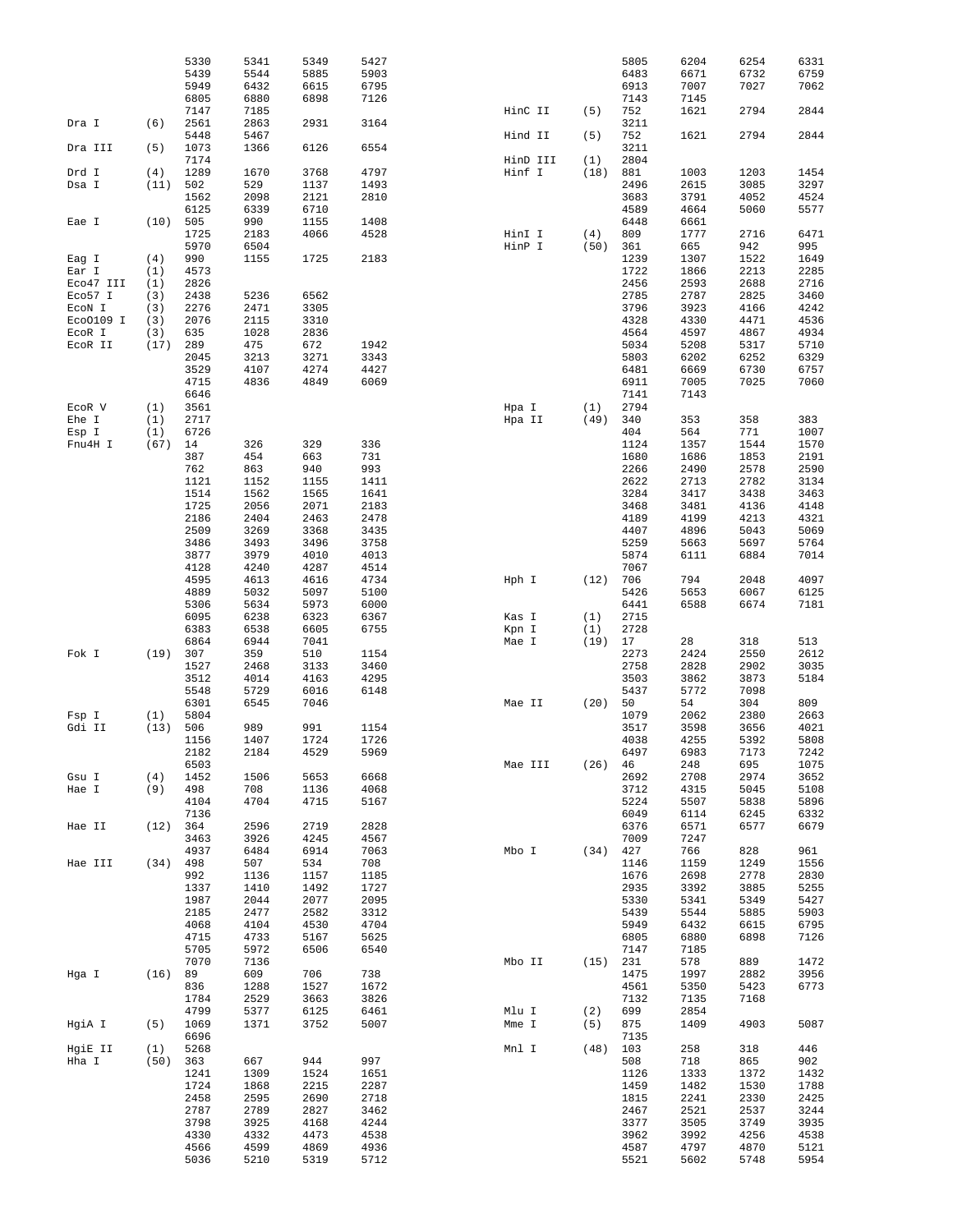| | | | | | |
|---|---|---|---|---|---|
| | | 5330 | 5341 | 5349 | 5427 |
| | | 5439 | 5544 | 5885 | 5903 |
| | | 5949 | 6432 | 6615 | 6795 |
| | | 6805 | 6880 | 6898 | 7126 |
| | | 7147 | 7185 | | |
| Dra I | (6) | 2561 | 2863 | 2931 | 3164 |
| | | 5448 | 5467 | | |
| Dra III | (5) | 1073 | 1366 | 6126 | 6554 |
| | | 7174 | | | |
| Drd I | (4) | 1289 | 1670 | 3768 | 4797 |
| Dsa I | (11) | 502 | 529 | 1137 | 1493 |
| | | 1562 | 2098 | 2121 | 2810 |
| | | 6125 | 6339 | 6710 | |
| Eae I | (10) | 505 | 990 | 1155 | 1408 |
| | | 1725 | 2183 | 4066 | 4528 |
| | | 5970 | 6504 | | |
| Eag I | (4) | 990 | 1155 | 1725 | 2183 |
| Ear I | (1) | 4573 | | | |
| Eco47 III | (1) | 2826 | | | |
| Eco57 I | (3) | 2438 | 5236 | 6562 | |
| EcoN I | (3) | 2276 | 2471 | 3305 | |
| EcoO109 I | (3) | 2076 | 2115 | 3310 | |
| EcoR I | (3) | 635 | 1028 | 2836 | |
| EcoR II | (17) | 289 | 475 | 672 | 1942 |
| | | 2045 | 3213 | 3271 | 3343 |
| | | 3529 | 4107 | 4274 | 4427 |
| | | 4715 | 4836 | 4849 | 6069 |
| | | 6646 | | | |
| EcoR V | (1) | 3561 | | | |
| Ehe I | (1) | 2717 | | | |
| Esp I | (1) | 6726 | | | |
| Fnu4H I | (67) | 14 | 326 | 329 | 336 |
| | | 387 | 454 | 663 | 731 |
| | | 762 | 863 | 940 | 993 |
| | | 1121 | 1152 | 1155 | 1411 |
| | | 1514 | 1562 | 1565 | 1641 |
| | | 1725 | 2056 | 2071 | 2183 |
| | | 2186 | 2404 | 2463 | 2478 |
| | | 2509 | 3269 | 3368 | 3435 |
| | | 3486 | 3493 | 3496 | 3758 |
| | | 3877 | 3979 | 4010 | 4013 |
| | | 4128 | 4240 | 4287 | 4514 |
| | | 4595 | 4613 | 4616 | 4734 |
| | | 4889 | 5032 | 5097 | 5100 |
| | | 5306 | 5634 | 5973 | 6000 |
| | | 6095 | 6238 | 6323 | 6367 |
| | | 6383 | 6538 | 6605 | 6755 |
| | | 6864 | 6944 | 7041 | |
| Fok I | (19) | 307 | 359 | 510 | 1154 |
| | | 1527 | 2468 | 3133 | 3460 |
| | | 3512 | 4014 | 4163 | 4295 |
| | | 5548 | 5729 | 6016 | 6148 |
| | | 6301 | 6545 | 7046 | |
| Fsp I | (1) | 5804 | | | |
| Gdi II | (13) | 506 | 989 | 991 | 1154 |
| | | 1156 | 1407 | 1724 | 1726 |
| | | 2182 | 2184 | 4529 | 5969 |
| | | 6503 | | | |
| Gsu I | (4) | 1452 | 1506 | 5653 | 6668 |
| Hae I | (9) | 498 | 708 | 1136 | 4068 |
| | | 4104 | 4704 | 4715 | 5167 |
| | | 7136 | | | |
| Hae II | (12) | 364 | 2596 | 2719 | 2828 |
| | | 3463 | 3926 | 4245 | 4567 |
| | | 4937 | 6484 | 6914 | 7063 |
| Hae III | (34) | 498 | 507 | 534 | 708 |
| | | 992 | 1136 | 1157 | 1185 |
| | | 1337 | 1410 | 1492 | 1727 |
| | | 1987 | 2044 | 2077 | 2095 |
| | | 2185 | 2477 | 2582 | 3312 |
| | | 4068 | 4104 | 4530 | 4704 |
| | | 4715 | 4733 | 5167 | 5625 |
| | | 5705 | 5972 | 6506 | 6540 |
| | | 7070 | 7136 | | |
| Hga I | (16) | 89 | 609 | 706 | 738 |
| | | 836 | 1288 | 1527 | 1672 |
| | | 1784 | 2529 | 3663 | 3826 |
| | | 4799 | 5377 | 6125 | 6461 |
| HgiA I | (5) | 1069 | 1371 | 3752 | 5007 |
| | | 6696 | | | |
| HgiE II | (1) | 5268 | | | |
| Hha I | (50) | 363 | 667 | 944 | 997 |
| | | 1241 | 1309 | 1524 | 1651 |
| | | 1724 | 1868 | 2215 | 2287 |
| | | 2458 | 2595 | 2690 | 2718 |
| | | 2787 | 2789 | 2827 | 3462 |
| | | 3798 | 3925 | 4168 | 4244 |
| | | 4330 | 4332 | 4473 | 4538 |
| | | 4566 | 4599 | 4869 | 4936 |
| | | 5036 | 5210 | 5319 | 5712 |

| | | | | | |
|---|---|---|---|---|---|
| | | 5805 | 6204 | 6254 | 6331 |
| | | 6483 | 6671 | 6732 | 6759 |
| | | 6913 | 7007 | 7027 | 7062 |
| | | 7143 | 7145 | | |
| HinC II | (5) | 752 | 1621 | 2794 | 2844 |
| | | 3211 | | | |
| Hind II | (5) | 752 | 1621 | 2794 | 2844 |
| | | 3211 | | | |
| HinD III | (1) | 2804 | | | |
| Hinf I | (18) | 881 | 1003 | 1203 | 1454 |
| | | 2496 | 2615 | 3085 | 3297 |
| | | 3683 | 3791 | 4052 | 4524 |
| | | 4589 | 4664 | 5060 | 5577 |
| | | 6448 | 6661 | | |
| HinI I | (4) | 809 | 1777 | 2716 | 6471 |
| HinP I | (50) | 361 | 665 | 942 | 995 |
| | | 1239 | 1307 | 1522 | 1649 |
| | | 1722 | 1866 | 2213 | 2285 |
| | | 2456 | 2593 | 2688 | 2716 |
| | | 2785 | 2787 | 2825 | 3460 |
| | | 3796 | 3923 | 4166 | 4242 |
| | | 4328 | 4330 | 4471 | 4536 |
| | | 4564 | 4597 | 4867 | 4934 |
| | | 5034 | 5208 | 5317 | 5710 |
| | | 5803 | 6202 | 6252 | 6329 |
| | | 6481 | 6669 | 6730 | 6757 |
| | | 6911 | 7005 | 7025 | 7060 |
| | | 7141 | 7143 | | |
| Hpa I | (1) | 2794 | | | |
| Hpa II | (49) | 340 | 353 | 358 | 383 |
| | | 404 | 564 | 771 | 1007 |
| | | 1124 | 1357 | 1544 | 1570 |
| | | 1680 | 1686 | 1853 | 2191 |
| | | 2266 | 2490 | 2578 | 2590 |
| | | 2622 | 2713 | 2782 | 3134 |
| | | 3284 | 3417 | 3438 | 3463 |
| | | 3468 | 3481 | 4136 | 4148 |
| | | 4189 | 4199 | 4213 | 4321 |
| | | 4407 | 4896 | 5043 | 5069 |
| | | 5259 | 5663 | 5697 | 5764 |
| | | 5874 | 6111 | 6884 | 7014 |
| | | 7067 | | | |
| Hph I | (12) | 706 | 794 | 2048 | 4097 |
| | | 5426 | 5653 | 6067 | 6125 |
| | | 6441 | 6588 | 6674 | 7181 |
| Kas I | (1) | 2715 | | | |
| Kpn I | (1) | 2728 | | | |
| Mae I | (19) | 17 | 28 | 318 | 513 |
| | | 2273 | 2424 | 2550 | 2612 |
| | | 2758 | 2828 | 2902 | 3035 |
| | | 3503 | 3862 | 3873 | 5184 |
| | | 5437 | 5772 | 7098 | |
| Mae II | (20) | 50 | 54 | 304 | 809 |
| | | 1079 | 2062 | 2380 | 2663 |
| | | 3517 | 3598 | 3656 | 4021 |
| | | 4038 | 4255 | 5392 | 5808 |
| | | 6497 | 6983 | 7173 | 7242 |
| Mae III | (26) | 46 | 248 | 695 | 1075 |
| | | 2692 | 2708 | 2974 | 3652 |
| | | 3712 | 4315 | 5045 | 5108 |
| | | 5224 | 5507 | 5838 | 5896 |
| | | 6049 | 6114 | 6245 | 6332 |
| | | 6376 | 6571 | 6577 | 6679 |
| | | 7009 | 7247 | | |
| Mbo I | (34) | 427 | 766 | 828 | 961 |
| | | 1146 | 1159 | 1249 | 1556 |
| | | 1676 | 2698 | 2778 | 2830 |
| | | 2935 | 3392 | 3885 | 5255 |
| | | 5330 | 5341 | 5349 | 5427 |
| | | 5439 | 5544 | 5885 | 5903 |
| | | 5949 | 6432 | 6615 | 6795 |
| | | 6805 | 6880 | 6898 | 7126 |
| | | 7147 | 7185 | | |
| Mbo II | (15) | 231 | 578 | 889 | 1472 |
| | | 1475 | 1997 | 2882 | 3956 |
| | | 4561 | 5350 | 5423 | 6773 |
| | | 7132 | 7135 | 7168 | |
| Mlu I | (2) | 699 | 2854 | | |
| Mme I | (5) | 875 | 1409 | 4903 | 5087 |
| | | 7135 | | | |
| Mnl I | (48) | 103 | 258 | 318 | 446 |
| | | 508 | 718 | 865 | 902 |
| | | 1126 | 1333 | 1372 | 1432 |
| | | 1459 | 1482 | 1530 | 1788 |
| | | 1815 | 2241 | 2330 | 2425 |
| | | 2467 | 2521 | 2537 | 3244 |
| | | 3377 | 3505 | 3749 | 3935 |
| | | 3962 | 3992 | 4256 | 4538 |
| | | 4587 | 4797 | 4870 | 5121 |
| | | 5521 | 5602 | 5748 | 5954 |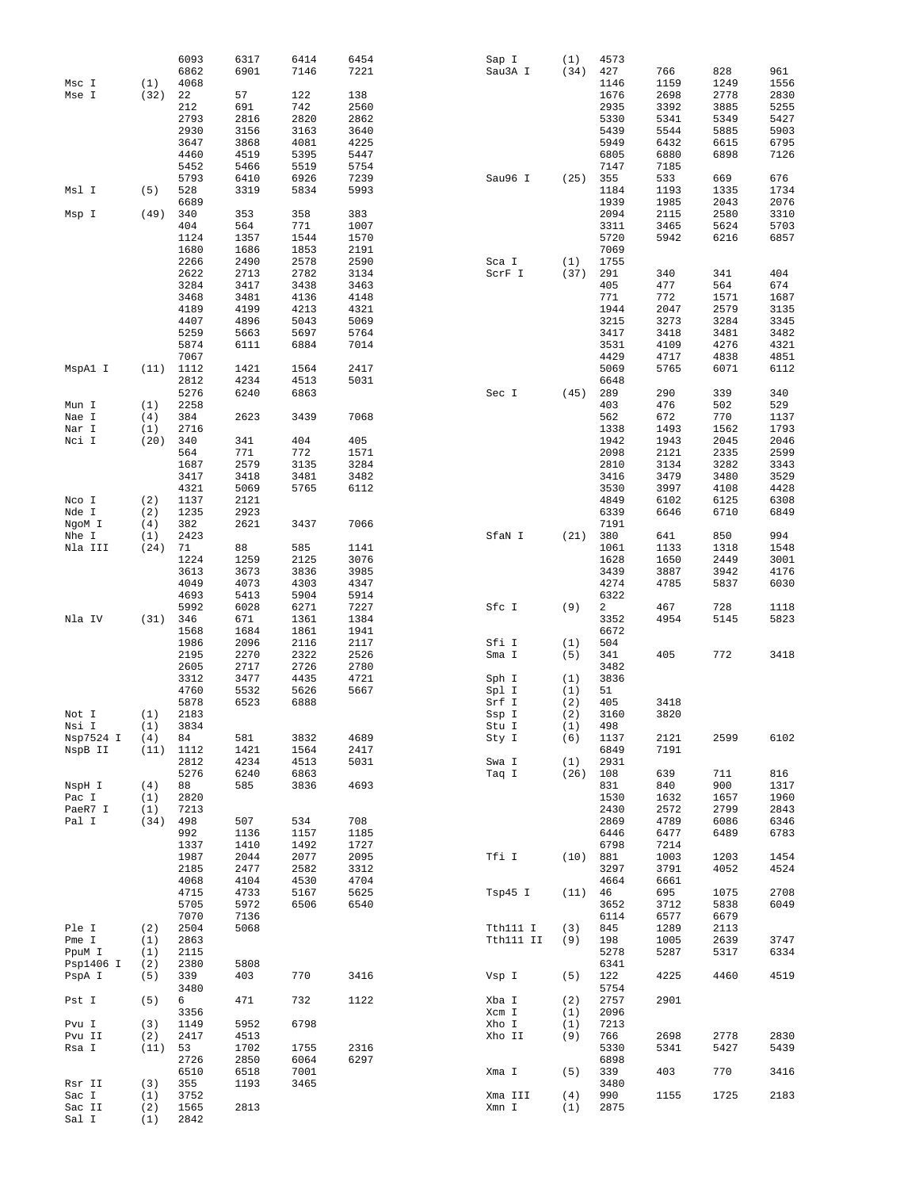```
                    6093      6317      6414      6454
                    6862      6901      7146      7221
Msc I       (1)     4068
Mse I       (32)    22        57        122       138
                    212       691       742       2560
                    2793      2816      2820      2862
                    2930      3156      3163      3640
                    3647      3868      4081      4225
                    4460      4519      5395      5447
                    5452      5466      5519      5754
                    5793      6410      6926      7239
Msl I       (5)     528       3319      5834      5993
                    6689
Msp I       (49)    340       353       358       383
                    404       564       771       1007
                    1124      1357      1544      1570
                    1680      1686      1853      2191
                    2266      2490      2578      2590
                    2622      2713      2782      3134
                    3284      3417      3438      3463
                    3468      3481      4136      4148
                    4189      4199      4213      4321
                    4407      4896      5043      5069
                    5259      5663      5697      5764
                    5874      6111      6884      7014
                    7067
MspA1 I     (11)    1112      1421      1564      2417
                    2812      4234      4513      5031
                    5276      6240      6863
Mun I       (1)     2258
Nae I       (4)     384       2623      3439      7068
Nar I       (1)     2716
Nci I       (20)    340       341       404       405
                    564       771       772       1571
                    1687      2579      3135      3284
                    3417      3418      3481      3482
                    4321      5069      5765      6112
Nco I       (2)     1137      2121
Nde I       (2)     1235      2923
NgoM I      (4)     382       2621      3437      7066
Nhe I       (1)     2423
Nla III     (24)    71        88        585       1141
                    1224      1259      2125      3076
                    3613      3673      3836      3985
                    4049      4073      4303      4347
                    4693      5413      5904      5914
                    5992      6028      6271      7227
Nla IV      (31)    346       671       1361      1384
                    1568      1684      1861      1941
                    1986      2096      2116      2117
                    2195      2270      2322      2526
                    2605      2717      2726      2780
                    3312      3477      4435      4721
                    4760      5532      5626      5667
                    5878      6523      6888
Not I       (1)     2183
Nsi I       (1)     3834
Nsp7524 I   (4)     84        581       3832      4689
NspB II     (11)    1112      1421      1564      2417
                    2812      4234      4513      5031
                    5276      6240      6863
NspH I      (4)     88        585       3836      4693
Pac I       (1)     2820
PaeR7 I     (1)     7213
Pal I       (34)    498       507       534       708
                    992       1136      1157      1185
                    1337      1410      1492      1727
                    1987      2044      2077      2095
                    2185      2477      2582      3312
                    4068      4104      4530      4704
                    4715      4733      5167      5625
                    5705      5972      6506      6540
                    7070      7136
Ple I       (2)     2504      5068
Pme I       (1)     2863
PpuM I      (1)     2115
Psp1406 I   (2)     2380      5808
PspA I      (5)     339       403       770       3416
                    3480
Pst I       (5)     6         471       732       1122
                    3356
Pvu I       (3)     1149      5952      6798
Pvu II      (2)     2417      4513
Rsa I       (11)    53        1702      1755      2316
                    2726      2850      6064      6297
                    6510      6518      7001
Rsr II      (3)     355       1193      3465
Sac I       (1)     3752
Sac II      (2)     1565      2813
Sal I       (1)     2842
Sap I       (1)     4573
Sau3A I     (34)    427       766       828       961
                    1146      1159      1249      1556
                    1676      2698      2778      2830
                    2935      3392      3885      5255
                    5330      5341      5349      5427
                    5439      5544      5885      5903
                    5949      6432      6615      6795
                    6805      6880      6898      7126
                    7147      7185
Sau96 I     (25)    355       533       669       676
                    1184      1193      1335      1734
                    1939      1985      2043      2076
                    2094      2115      2580      3310
                    3311      3465      5624      5703
                    5720      5942      6216      6857
                    7069
Sca I       (1)     1755
ScrF I      (37)    291       340       341       404
                    405       477       564       674
                    771       772       1571      1687
                    1944      2047      2579      3135
                    3215      3273      3284      3345
                    3417      3418      3481      3482
                    3531      4109      4276      4321
                    4429      4717      4838      4851
                    5069      5765      6071      6112
                    6648
Sec I       (45)    289       290       339       340
                    403       476       502       529
                    562       672       770       1137
                    1338      1493      1562      1793
                    1942      1943      2045      2046
                    2098      2121      2335      2599
                    2810      3134      3282      3343
                    3416      3479      3480      3529
                    3530      3997      4108      4428
                    4849      6102      6125      6308
                    6339      6646      6710      6849
                    7191
SfaN I      (21)    380       641       850       994
                    1061      1133      1318      1548
                    1628      1650      2449      3001
                    3439      3887      3942      4176
                    4274      4785      5837      6030
                    6322
Sfc I       (9)     2         467       728       1118
                    3352      4954      5145      5823
                    6672
Sfi I       (1)     504
Sma I       (5)     341       405       772       3418
                    3482
Sph I       (1)     3836
Spl I       (1)     51
Srf I       (2)     405       3418
Ssp I       (2)     3160      3820
Stu I       (1)     498
Sty I       (6)     1137      2121      2599      6102
                    6849      7191
Swa I       (1)     2931
Taq I       (26)    108       639       711       816
                    831       840       900       1317
                    1530      1632      1657      1960
                    2430      2572      2799      2843
                    2869      4789      6086      6346
                    6446      6477      6489      6783
                    6798      7214
Tfi I       (10)    881       1003      1203      1454
                    3297      3791      4052      4524
                    4664      6661
Tsp45 I     (11)    46        695       1075      2708
                    3652      3712      5838      6049
                    6114      6577      6679
Tth111 I    (3)     845       1289      2113
Tth111 II   (9)     198       1005      2639      3747
                    5278      5287      5317      6334
                    6341
Vsp I       (5)     122       4225      4460      4519
                    5754
Xba I       (2)     2757      2901
Xcm I       (1)     2096
Xho I       (1)     7213
Xho II      (9)     766       2698      2778      2830
                    5330      5341      5427      5439
                    6898
Xma I       (5)     339       403       770       3416
                    3480
Xma III     (4)     990       1155      1725      2183
Xmn I       (1)     2875
```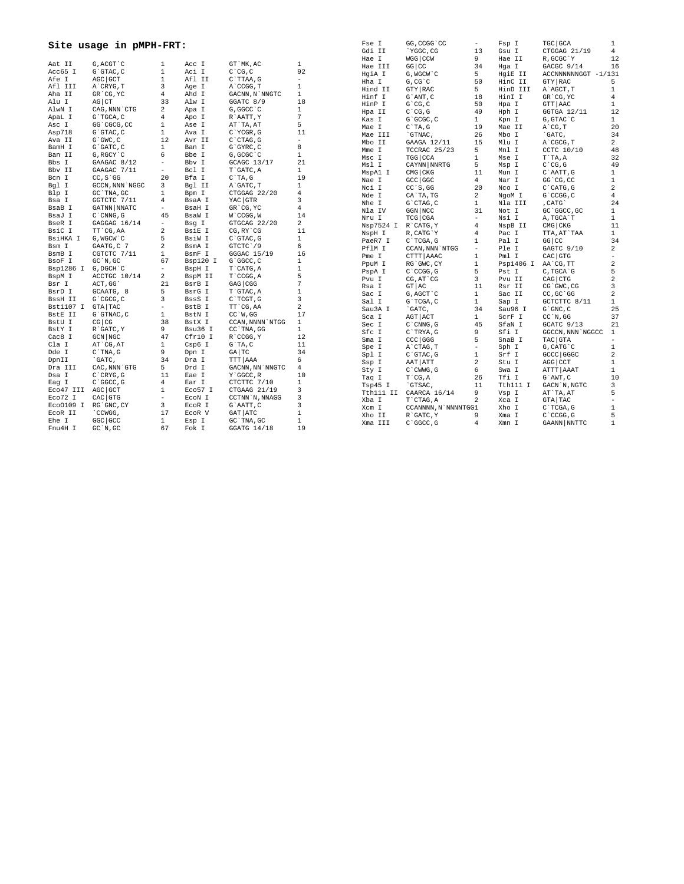## Site usage in pMPH-FRT:

| | | | | | |
|---|---|---|---|---|---|
| Aat II | G,ACGT`C | 1 | Acc I | GT`MK,AC | 1 |
| Acc65 I | G`GTAC,C | 1 | Aci I | C`CG,C | 92 |
| Afe I | AGC\|GCT | 1 | Afl II | C`TTAA,G | - |
| Afl III | A`CRYG,T | 3 | Age I | A`CCGG,T | 1 |
| Aha II | GR`CG,YC | 4 | Ahd I | GACNN,N`NNGTC | 1 |
| Alu I | AG\|CT | 33 | Alw I | GGATC 8/9 | 18 |
| AlwN I | CAG,NNN`CTG | 2 | Apa I | G,GGCC`C | 1 |
| ApaL I | G`TGCA,C | 4 | Apo I | R`AATT,Y | 7 |
| Asc I | GG`CGCG,CC | 1 | Ase I | AT`TA,AT | 5 |
| Asp718 | G`GTAC,C | 1 | Ava I | C`YCGR,G | 11 |
| Ava II | G`GWC,C | 12 | Avr II | C`CTAG,G | - |
| BamH I | G`GATC,C | 1 | Ban I | G`GYRC,C | 8 |
| Ban II | G,RGCY`C | 6 | Bbe I | G,GCGC`C | 1 |
| Bbs I | GAAGAC 8/12 | - | Bbv I | GCAGC 13/17 | 21 |
| Bbv II | GAAGAC 7/11 | - | Bcl I | T`GATC,A | 1 |
| Bcn I | CC,S`GG | 20 | Bfa I | C`TA,G | 19 |
| Bgl I | GCCN,NNN`NGGC | 3 | Bgl II | A`GATC,T | 1 |
| Blp I | GC`TNA,GC | 1 | Bpm I | CTGGAG 22/20 | 4 |
| Bsa I | GGTCTC 7/11 | 4 | BsaA I | YAC\|GTR | 3 |
| BsaB I | GATNN\|NNATC | - | BsaH I | GR`CG,YC | 4 |
| BsaJ I | C`CNNG,G | 45 | BsaW I | W`CCGG,W | 14 |
| BseR I | GAGGAG 16/14 | - | Bsg I | GTGCAG 22/20 | 2 |
| BsiC I | TT`CG,AA | 2 | BsiE I | CG,RY`CG | 11 |
| BsiHKA I | G,WGCW`C | 5 | BsiW I | C`GTAC,G | 1 |
| Bsm I | GAATG,C 7 | 2 | BsmA I | GTCTC`/9 | 6 |
| BsmB I | CGTCTC 7/11 | 1 | BsmF I | GGGAC 15/19 | 16 |
| BsoF I | GC`N,GC | 67 | Bsp120 I | G`GGCC,C | 1 |
| Bsp1286 I | G,DGCH`C | - | BspH I | T`CATG,A | 1 |
| BspM I | ACCTGC 10/14 | 2 | BspM II | T`CCGG,A | 5 |
| Bsr I | ACT,GG` | 21 | BsrB I | GAG\|CGG | 7 |
| BsrD I | GCAATG, 8 | 5 | BsrG I | T`GTAC,A | 1 |
| BssH II | G`CGCG,C | 3 | BssS I | C`TCGT,G | 3 |
| Bst1107 I | GTA\|TAC | - | BstB I | TT`CG,AA | 2 |
| BstE II | G`GTNAC,C | 1 | BstN I | CC`W,GG | 17 |
| BstU I | CG\|CG | 38 | BstX I | CCAN,NNNN`NTGG | 1 |
| BstY I | R`GATC,Y | 9 | Bsu36 I | CC`TNA,GG | 1 |
| Cac8 I | GCN\|NGC | 47 | Cfr10 I | R`CCGG,Y | 12 |
| Cla I | AT`CG,AT | 1 | Csp6 I | G`TA,C | 11 |
| Dde I | C`TNA,G | 9 | Dpn I | GA\|TC | 34 |
| DpnII | `GATC, | 34 | Dra I | TTT\|AAA | 6 |
| Dra III | CAC,NNN`GTG | 5 | Drd I | GACNN,NN`NNGTC | 4 |
| Dsa I | C`CRYG,G | 11 | Eae I | Y`GGCC,R | 10 |
| Eag I | C`GGCC,G | 4 | Ear I | CTCTTC 7/10 | 1 |
| Eco47 III | AGC\|GCT | 1 | Eco57 I | CTGAAG 21/19 | 3 |
| Eco72 I | CAC\|GTG | - | EcoN I | CCTNN`N,NNAGG | 3 |
| EcoO109 I | RG`GNC,CY | 3 | EcoR I | G`AATT,C | 3 |
| EcoR II | `CCWGG, | 17 | EcoR V | GAT\|ATC | 1 |
| Ehe I | GGC\|GCC | 1 | Esp I | GC`TNA,GC | 1 |
| Fnu4H I | GC`N,GC | 67 | Fok I | GGATG 14/18 | 19 |
| Fse I | GG,CCGG`CC | - | Fsp I | TGC\|GCA | 1 |
| Gdi II | `YGGC,CG | 13 | Gsu I | CTGGAG 21/19 | 4 |
| Hae I | WGG\|CCW | 9 | Hae II | R,GCGC`Y | 12 |
| Hae III | GG\|CC | 34 | Hga I | GACGC 9/14 | 16 |
| HgiA I | G,WGCW`C | 5 | HgiE II | ACCNNNNNNGGT -1/131 | |
| Hha I | G,CG`C | 50 | HinC II | GTY\|RAC | 5 |
| Hind II | GTY\|RAC | 5 | HinD III | A`AGCT,T | 1 |
| Hinf I | G`ANT,C | 18 | HinI I | GR`CG,YC | 4 |
| HinP I | G`CG,C | 50 | Hpa I | GTT\|AAC | 1 |
| Hpa II | C`CG,G | 49 | Hph I | GGTGA 12/11 | 12 |
| Kas I | G`GCGC,C | 1 | Kpn I | G,GTAC`C | 1 |
| Mae I | C`TA,G | 19 | Mae II | A`CG,T | 20 |
| Mae III | `GTNAC, | 26 | Mbo I | `GATC, | 34 |
| Mbo II | GAAGA 12/11 | 15 | Mlu I | A`CGCG,T | 2 |
| Mme I | TCCRAC 25/23 | 5 | Mnl I | CCTC 10/10 | 48 |
| Msc I | TGG\|CCA | 1 | Mse I | T`TA,A | 32 |
| Msl I | CAYNN\|NNRTG | 5 | Msp I | C`CG,G | 49 |
| MspA1 I | CMG\|CKG | 11 | Mun I | C`AATT,G | 1 |
| Nae I | GCC\|GGC | 4 | Nar I | GG`CG,CC | 1 |
| Nci I | CC`S,GG | 20 | Nco I | C`CATG,G | 2 |
| Nde I | CA`TA,TG | 2 | NgoM I | G`CCGG,C | 4 |
| Nhe I | G`CTAG,C | 1 | Nla III | ,CATG` | 24 |
| Nla IV | GGN\|NCC | 31 | Not I | GC`GGCC,GC | 1 |
| Nru I | TCG\|CGA | - | Nsi I | A,TGCA`T | 1 |
| Nsp7524 I | R`CATG,Y | 4 | NspB II | CMG\|CKG | 11 |
| NspH I | R,CATG`Y | 4 | Pac I | TTA,AT`TAA | 1 |
| PaeR7 I | C`TCGA,G | 1 | Pal I | GG\|CC | 34 |
| PflM I | CCAN,NNN`NTGG | - | Ple I | GAGTC 9/10 | 2 |
| Pme I | CTTT\|AAAC | 1 | Pml I | CAC\|GTG | - |
| PpuM I | RG`GWC,CY | 1 | Psp1406 I | AA`CG,TT | 2 |
| PspA I | C`CCGG,G | 5 | Pst I | C,TGCA`G | 5 |
| Pvu I | CG,AT`CG | 3 | Pvu II | CAG\|CTG | 2 |
| Rsa I | GT\|AC | 11 | Rsr II | CG`GWC,CG | 3 |
| Sac I | G,AGCT`C | 1 | Sac II | CC,GC`GG | 2 |
| Sal I | G`TCGA,C | 1 | Sap I | GCTCTTC 8/11 | 1 |
| Sau3A I | `GATC, | 34 | Sau96 I | G`GNC,C | 25 |
| Sca I | AGT\|ACT | 1 | ScrF I | CC`N,GG | 37 |
| Sec I | C`CNNG,G | 45 | SfaN I | GCATC 9/13 | 21 |
| Sfc I | C`TRYA,G | 9 | Sfi I | GGCCN,NNN`NGGCC | 1 |
| Sma I | CCC\|GGG | 5 | SnaB I | TAC\|GTA | - |
| Spe I | A`CTAG,T | - | Sph I | G,CATG`C | 1 |
| Spl I | C`GTAC,G | 1 | Srf I | GCCC\|GGGC | 2 |
| Ssp I | AAT\|ATT | 2 | Stu I | AGG\|CCT | 1 |
| Sty I | C`CWWG,G | 6 | Swa I | ATTT\|AAAT | 1 |
| Taq I | T`CG,A | 26 | Tfi I | G`AWT,C | 10 |
| Tsp45 I | `GTSAC, | 11 | Tth111 I | GACN`N,NGTC | 3 |
| Tth111 II | CAARCA 16/14 | 9 | Vsp I | AT`TA,AT | 5 |
| Xba I | T`CTAG,A | 2 | Xca I | GTA\|TAC | - |
| Xcm I | CCANNNN,N`NNNNTGG | 1 | Xho I | C`TCGA,G | 1 |
| Xho II | R`GATC,Y | 9 | Xma I | C`CCGG,G | 5 |
| Xma III | C`GGCC,G | 4 | Xmn I | GAANN\|NNTTC | 1 |